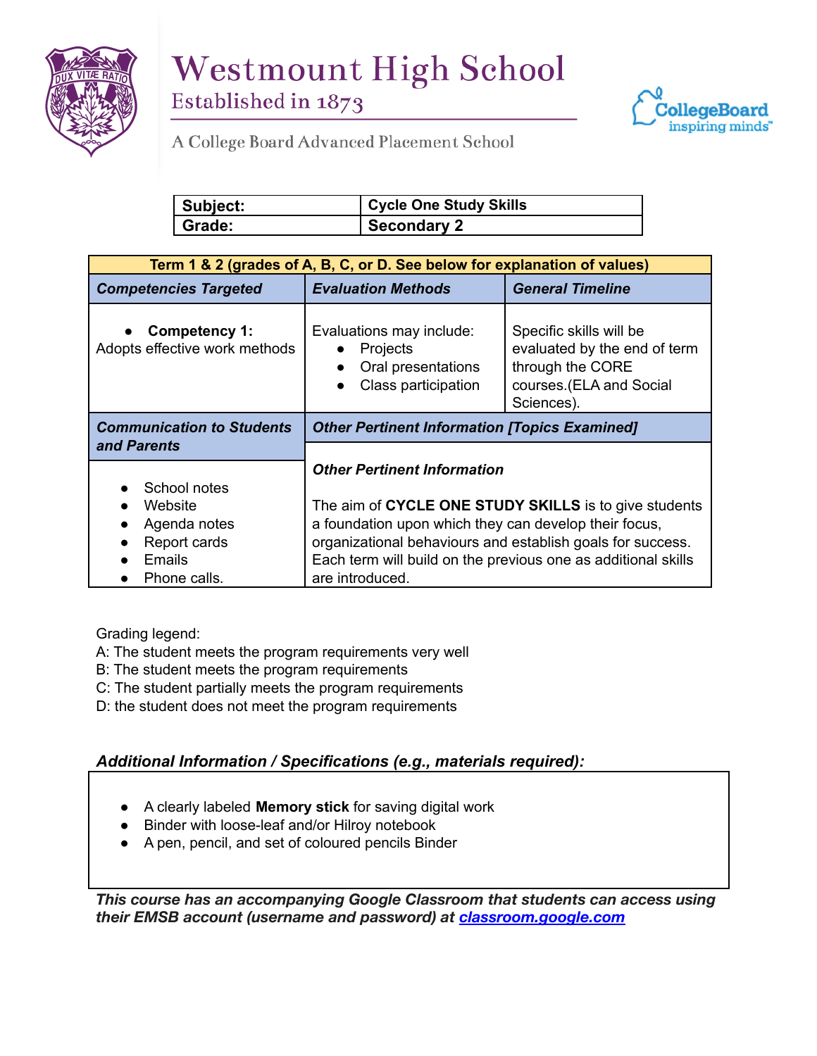# Westmount High School

Established in 1873

A College Board Advanced Placement School

| Subject: | Cycle One Study Skills |
|---|---|
| Grade: | Secondary 2 |

| Term 1 & 2 (grades of A, B, C, or D. See below for explanation of values) | | |
|---|---|---|
| ***Competencies Targeted*** | ***Evaluation Methods*** | ***General Timeline*** |
| • **Competency 1:** Adopts effective work methods | Evaluations may include: • Projects • Oral presentations • Class participation | Specific skills will be evaluated by the end of term through the CORE courses.(ELA and Social Sciences). |
| ***Communication to Students and Parents*** | ***Other Pertinent Information [Topics Examined]*** | |
| • School notes • Website • Agenda notes • Report cards • Emails • Phone calls. | ***Other Pertinent Information*** The aim of **CYCLE ONE STUDY SKILLS** is to give students a foundation upon which they can develop their focus, organizational behaviours and establish goals for success. Each term will build on the previous one as additional skills are introduced. | |

Grading legend:
A: The student meets the program requirements very well
B: The student meets the program requirements
C: The student partially meets the program requirements
D: the student does not meet the program requirements

***Additional Information / Specifications (e.g., materials required):***

- A clearly labeled **Memory stick** for saving digital work
- Binder with loose-leaf and/or Hilroy notebook
- A pen, pencil, and set of coloured pencils Binder

***This course has an accompanying Google Classroom that students can access using their EMSB account (username and password) at [classroom.google.com](classroom.google.com)***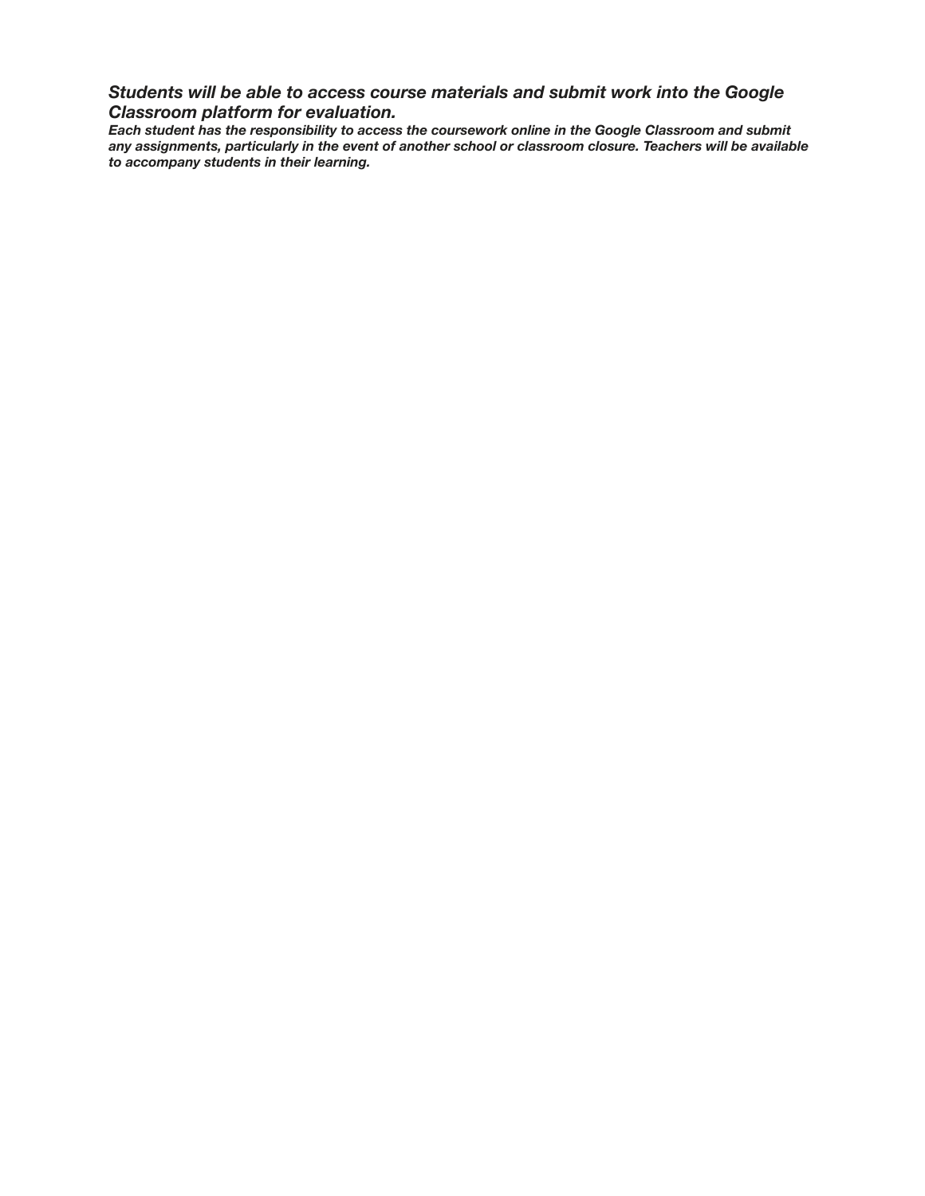***Students will be able to access course materials and submit work into the Google Classroom platform for evaluation.***

***Each student has the responsibility to access the coursework online in the Google Classroom and submit any assignments, particularly in the event of another school or classroom closure. Teachers will be available to accompany students in their learning.***